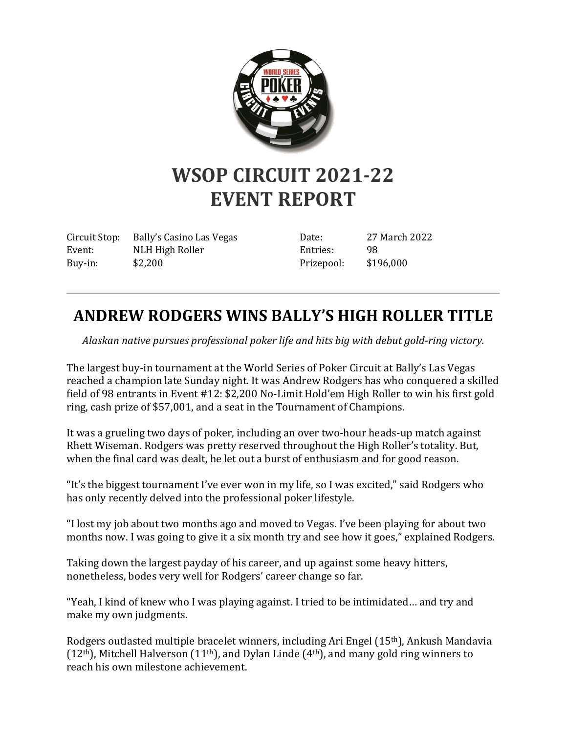# WSOP CIRCUIT 2021-22
# EVENT REPORT

| | | | |
|---|---|---|---|
| Circuit Stop: | Bally's Casino Las Vegas | Date: | 27 March 2022 |
| Event: | NLH High Roller | Entries: | 98 |
| Buy-in: | $2,200 | Prizepool: | $196,000 |

---

## ANDREW RODGERS WINS BALLY'S HIGH ROLLER TITLE

*Alaskan native pursues professional poker life and hits big with debut gold-ring victory.*

The largest buy-in tournament at the World Series of Poker Circuit at Bally's Las Vegas reached a champion late Sunday night. It was Andrew Rodgers has who conquered a skilled field of 98 entrants in Event #12: $2,200 No-Limit Hold'em High Roller to win his first gold ring, cash prize of $57,001, and a seat in the Tournament of Champions.

It was a grueling two days of poker, including an over two-hour heads-up match against Rhett Wiseman. Rodgers was pretty reserved throughout the High Roller's totality. But, when the final card was dealt, he let out a burst of enthusiasm and for good reason.

"It's the biggest tournament I've ever won in my life, so I was excited," said Rodgers who has only recently delved into the professional poker lifestyle.

"I lost my job about two months ago and moved to Vegas. I've been playing for about two months now. I was going to give it a six month try and see how it goes," explained Rodgers.

Taking down the largest payday of his career, and up against some heavy hitters, nonetheless, bodes very well for Rodgers' career change so far.

"Yeah, I kind of knew who I was playing against. I tried to be intimidated… and try and make my own judgments.

Rodgers outlasted multiple bracelet winners, including Ari Engel (15th), Ankush Mandavia (12th), Mitchell Halverson (11th), and Dylan Linde (4th), and many gold ring winners to reach his own milestone achievement.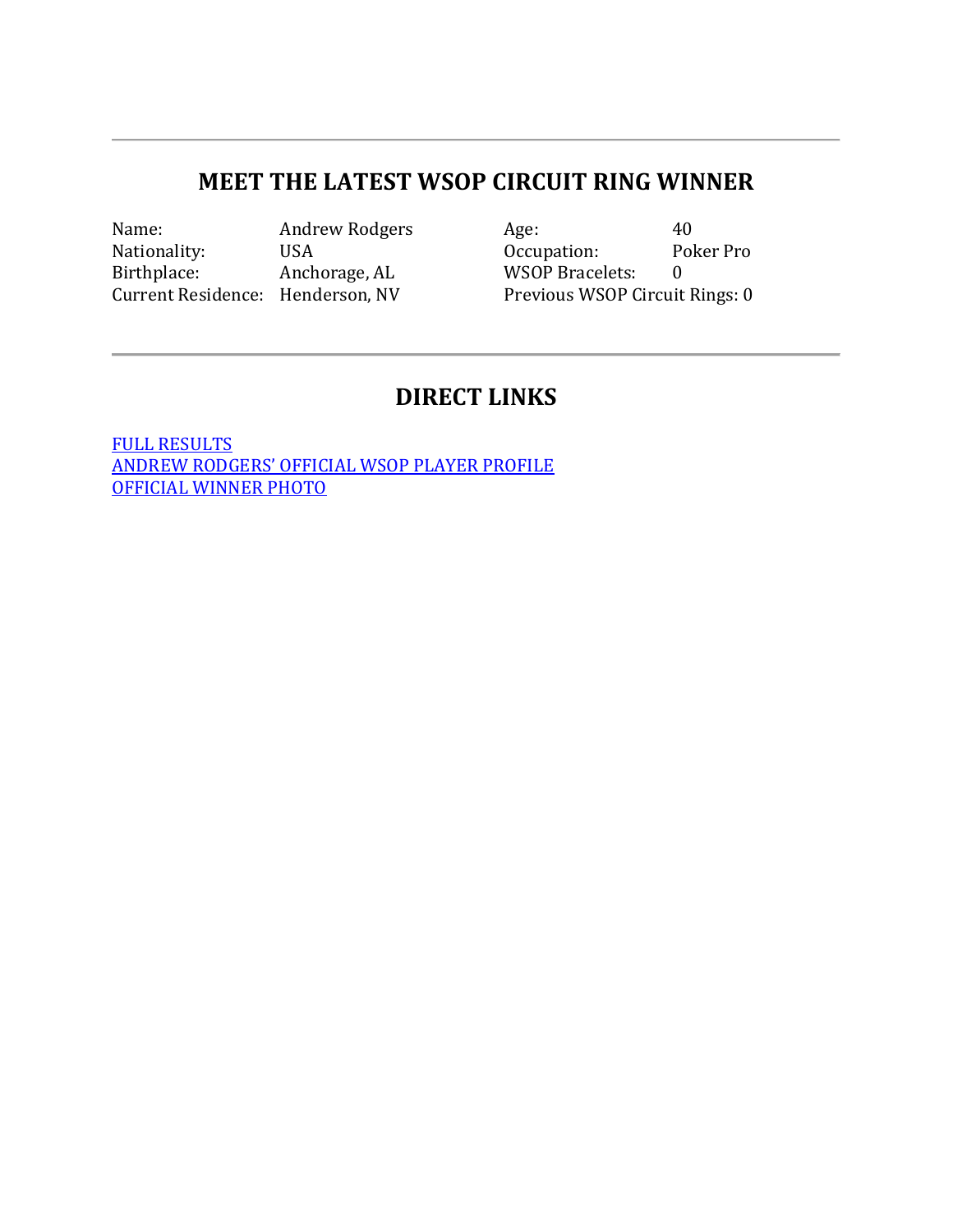## MEET THE LATEST WSOP CIRCUIT RING WINNER

| | | | |
|---|---|---|---|
| Name: | Andrew Rodgers | Age: | 40 |
| Nationality: | USA | Occupation: | Poker Pro |
| Birthplace: | Anchorage, AL | WSOP Bracelets: | 0 |
| Current Residence: | Henderson, NV | Previous WSOP Circuit Rings: | 0 |

## DIRECT LINKS

FULL RESULTS
ANDREW RODGERS' OFFICIAL WSOP PLAYER PROFILE
OFFICIAL WINNER PHOTO